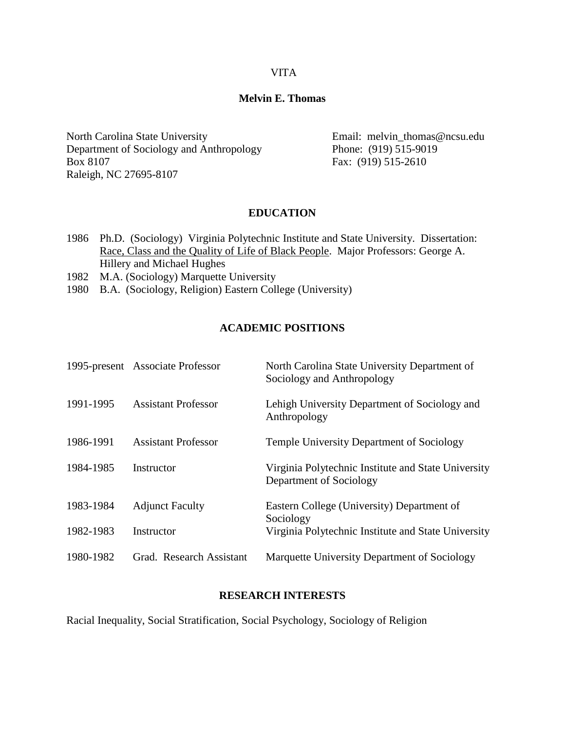VITA

# Melvin E. Thomas

North Carolina State University
Department of Sociology and Anthropology
Box 8107
Raleigh, NC 27695-8107

Email: melvin_thomas@ncsu.edu
Phone: (919) 515-9019
Fax: (919) 515-2610

## EDUCATION

- 1986 Ph.D. (Sociology) Virginia Polytechnic Institute and State University. Dissertation: Race, Class and the Quality of Life of Black People. Major Professors: George A. Hillery and Michael Hughes
- 1982 M.A. (Sociology) Marquette University
- 1980 B.A. (Sociology, Religion) Eastern College (University)

## ACADEMIC POSITIONS

| | | |
|---|---|---|
| 1995-present | Associate Professor | North Carolina State University Department of Sociology and Anthropology |
| 1991-1995 | Assistant Professor | Lehigh University Department of Sociology and Anthropology |
| 1986-1991 | Assistant Professor | Temple University Department of Sociology |
| 1984-1985 | Instructor | Virginia Polytechnic Institute and State University Department of Sociology |
| 1983-1984 | Adjunct Faculty | Eastern College (University) Department of Sociology |
| 1982-1983 | Instructor | Virginia Polytechnic Institute and State University |
| 1980-1982 | Grad. Research Assistant | Marquette University Department of Sociology |

## RESEARCH INTERESTS

Racial Inequality, Social Stratification, Social Psychology, Sociology of Religion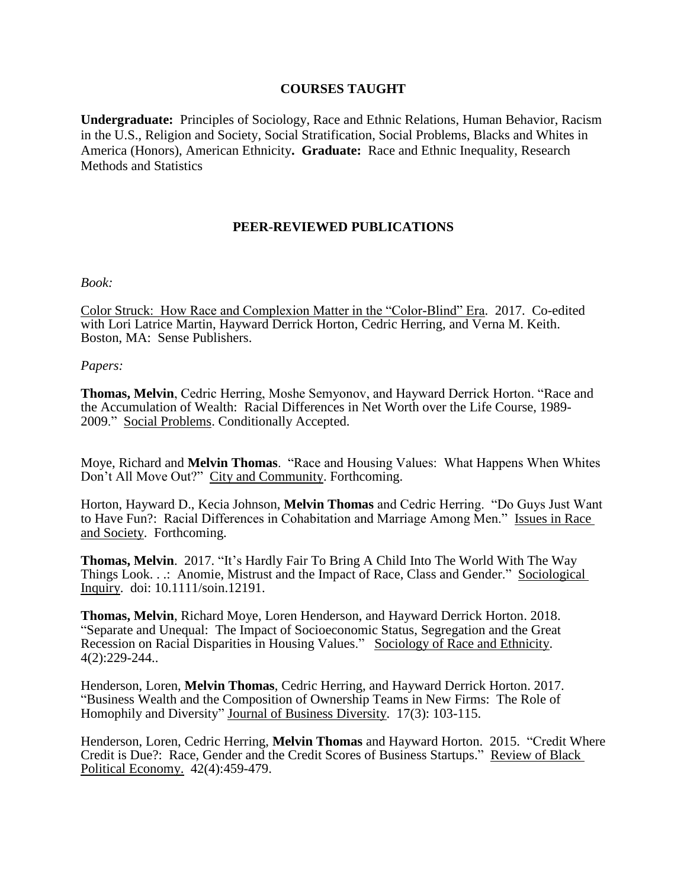## COURSES TAUGHT

**Undergraduate:** Principles of Sociology, Race and Ethnic Relations, Human Behavior, Racism in the U.S., Religion and Society, Social Stratification, Social Problems, Blacks and Whites in America (Honors), American Ethnicity**. Graduate:** Race and Ethnic Inequality, Research Methods and Statistics

## PEER-REVIEWED PUBLICATIONS

*Book:*

Color Struck: How Race and Complexion Matter in the "Color-Blind" Era. 2017. Co-edited with Lori Latrice Martin, Hayward Derrick Horton, Cedric Herring, and Verna M. Keith. Boston, MA: Sense Publishers.

*Papers:*

**Thomas, Melvin**, Cedric Herring, Moshe Semyonov, and Hayward Derrick Horton. "Race and the Accumulation of Wealth: Racial Differences in Net Worth over the Life Course, 1989-2009." Social Problems. Conditionally Accepted.

Moye, Richard and **Melvin Thomas**. "Race and Housing Values: What Happens When Whites Don't All Move Out?" City and Community. Forthcoming.

Horton, Hayward D., Kecia Johnson, **Melvin Thomas** and Cedric Herring. "Do Guys Just Want to Have Fun?: Racial Differences in Cohabitation and Marriage Among Men." Issues in Race and Society. Forthcoming.

**Thomas, Melvin**. 2017. "It's Hardly Fair To Bring A Child Into The World With The Way Things Look. . .: Anomie, Mistrust and the Impact of Race, Class and Gender." Sociological Inquiry. doi: 10.1111/soin.12191.

**Thomas, Melvin**, Richard Moye, Loren Henderson, and Hayward Derrick Horton. 2018. "Separate and Unequal: The Impact of Socioeconomic Status, Segregation and the Great Recession on Racial Disparities in Housing Values." Sociology of Race and Ethnicity. 4(2):229-244..

Henderson, Loren, **Melvin Thomas**, Cedric Herring, and Hayward Derrick Horton. 2017. "Business Wealth and the Composition of Ownership Teams in New Firms: The Role of Homophily and Diversity" Journal of Business Diversity. 17(3): 103-115.

Henderson, Loren, Cedric Herring, **Melvin Thomas** and Hayward Horton. 2015. "Credit Where Credit is Due?: Race, Gender and the Credit Scores of Business Startups." Review of Black Political Economy. 42(4):459-479.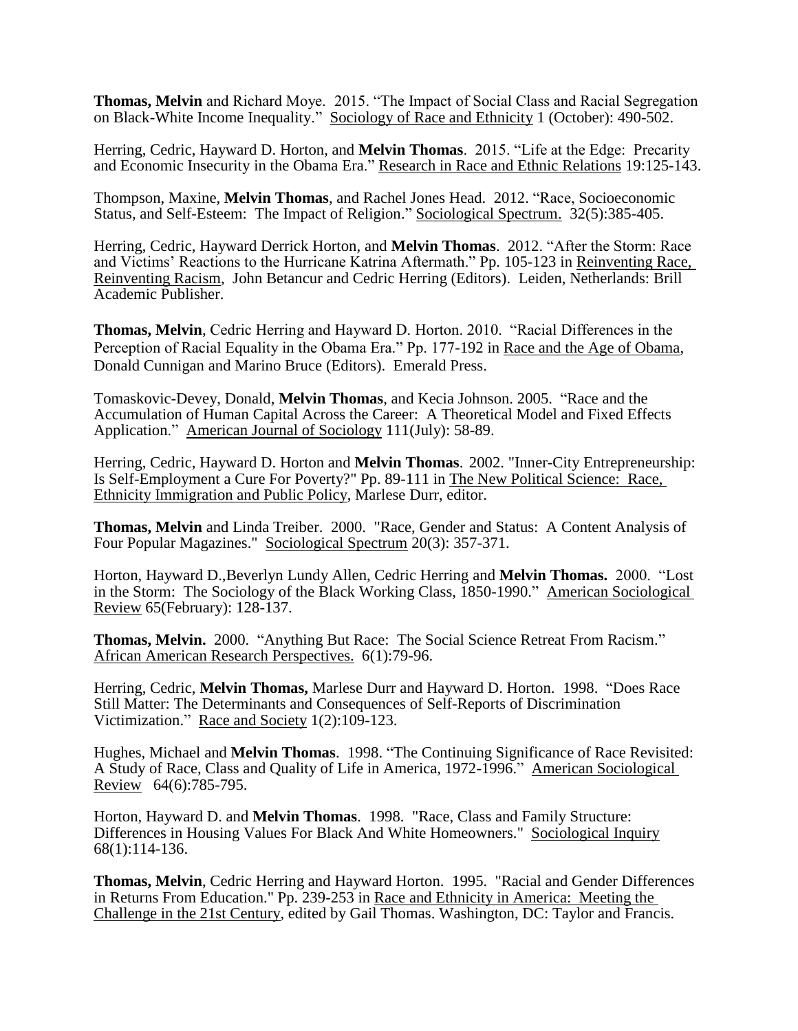**Thomas, Melvin** and Richard Moye. 2015. "The Impact of Social Class and Racial Segregation on Black-White Income Inequality." Sociology of Race and Ethnicity 1 (October): 490-502.

Herring, Cedric, Hayward D. Horton, and **Melvin Thomas**. 2015. "Life at the Edge: Precarity and Economic Insecurity in the Obama Era." Research in Race and Ethnic Relations 19:125-143.

Thompson, Maxine, **Melvin Thomas**, and Rachel Jones Head. 2012. "Race, Socioeconomic Status, and Self-Esteem: The Impact of Religion." Sociological Spectrum. 32(5):385-405.

Herring, Cedric, Hayward Derrick Horton, and **Melvin Thomas**. 2012. "After the Storm: Race and Victims' Reactions to the Hurricane Katrina Aftermath." Pp. 105-123 in Reinventing Race, Reinventing Racism, John Betancur and Cedric Herring (Editors). Leiden, Netherlands: Brill Academic Publisher.

**Thomas, Melvin**, Cedric Herring and Hayward D. Horton. 2010. "Racial Differences in the Perception of Racial Equality in the Obama Era." Pp. 177-192 in Race and the Age of Obama, Donald Cunnigan and Marino Bruce (Editors). Emerald Press.

Tomaskovic-Devey, Donald, **Melvin Thomas**, and Kecia Johnson. 2005. "Race and the Accumulation of Human Capital Across the Career: A Theoretical Model and Fixed Effects Application." American Journal of Sociology 111(July): 58-89.

Herring, Cedric, Hayward D. Horton and **Melvin Thomas**. 2002. "Inner-City Entrepreneurship: Is Self-Employment a Cure For Poverty?" Pp. 89-111 in The New Political Science: Race, Ethnicity Immigration and Public Policy, Marlese Durr, editor.

**Thomas, Melvin** and Linda Treiber. 2000. "Race, Gender and Status: A Content Analysis of Four Popular Magazines." Sociological Spectrum 20(3): 357-371.

Horton, Hayward D.,Beverlyn Lundy Allen, Cedric Herring and **Melvin Thomas.** 2000. "Lost in the Storm: The Sociology of the Black Working Class, 1850-1990." American Sociological Review 65(February): 128-137.

**Thomas, Melvin.** 2000. "Anything But Race: The Social Science Retreat From Racism." African American Research Perspectives. 6(1):79-96.

Herring, Cedric, **Melvin Thomas,** Marlese Durr and Hayward D. Horton. 1998. "Does Race Still Matter: The Determinants and Consequences of Self-Reports of Discrimination Victimization." Race and Society 1(2):109-123.

Hughes, Michael and **Melvin Thomas**. 1998. "The Continuing Significance of Race Revisited: A Study of Race, Class and Quality of Life in America, 1972-1996." American Sociological Review 64(6):785-795.

Horton, Hayward D. and **Melvin Thomas**. 1998. "Race, Class and Family Structure: Differences in Housing Values For Black And White Homeowners." Sociological Inquiry 68(1):114-136.

**Thomas, Melvin**, Cedric Herring and Hayward Horton. 1995. "Racial and Gender Differences in Returns From Education." Pp. 239-253 in Race and Ethnicity in America: Meeting the Challenge in the 21st Century, edited by Gail Thomas. Washington, DC: Taylor and Francis.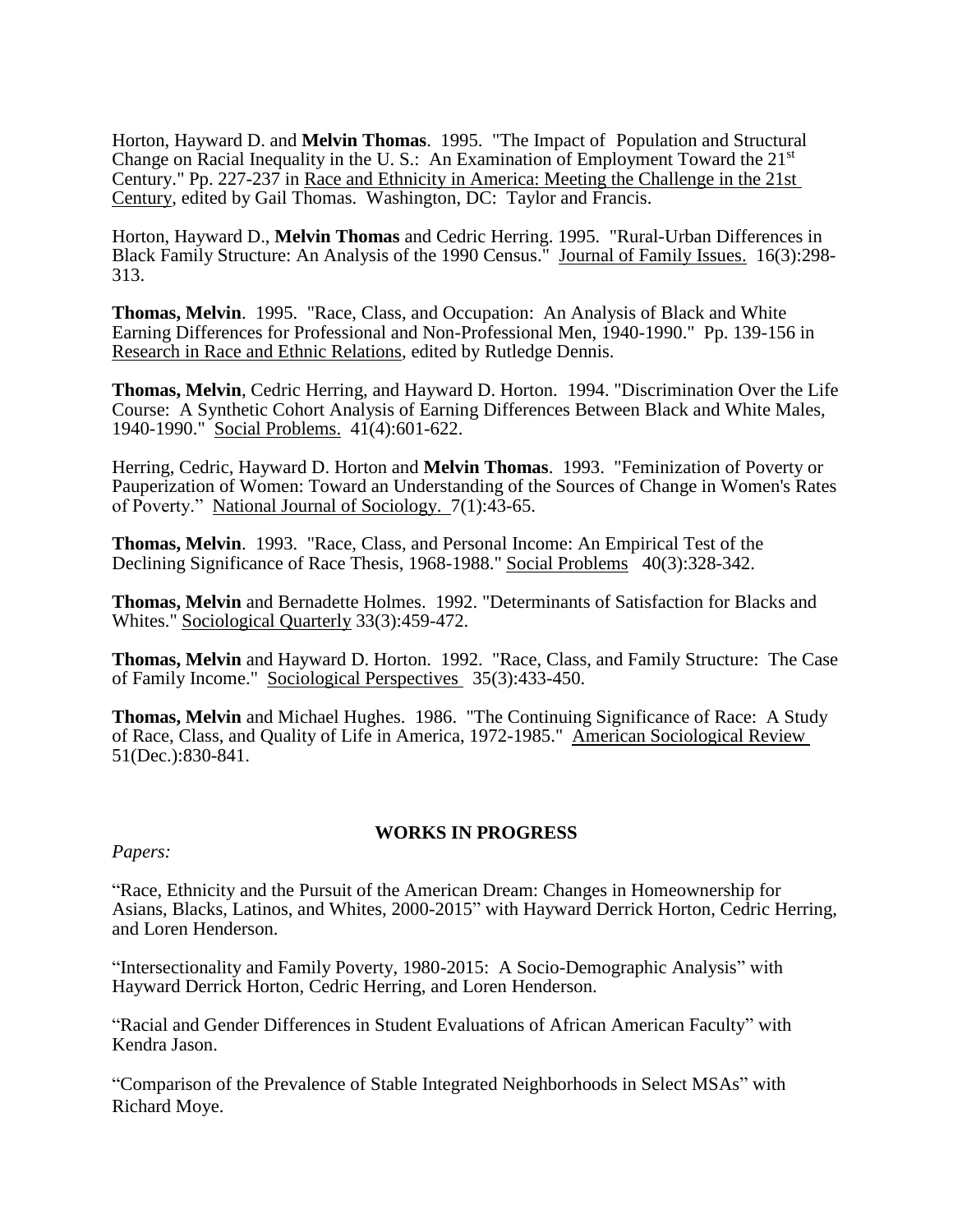Horton, Hayward D. and **Melvin Thomas**. 1995. "The Impact of Population and Structural Change on Racial Inequality in the U. S.: An Examination of Employment Toward the 21st Century." Pp. 227-237 in Race and Ethnicity in America: Meeting the Challenge in the 21st Century, edited by Gail Thomas. Washington, DC: Taylor and Francis.

Horton, Hayward D., **Melvin Thomas** and Cedric Herring. 1995. "Rural-Urban Differences in Black Family Structure: An Analysis of the 1990 Census." Journal of Family Issues. 16(3):298-313.

**Thomas, Melvin**. 1995. "Race, Class, and Occupation: An Analysis of Black and White Earning Differences for Professional and Non-Professional Men, 1940-1990." Pp. 139-156 in Research in Race and Ethnic Relations, edited by Rutledge Dennis.

**Thomas, Melvin**, Cedric Herring, and Hayward D. Horton. 1994. "Discrimination Over the Life Course: A Synthetic Cohort Analysis of Earning Differences Between Black and White Males, 1940-1990." Social Problems. 41(4):601-622.

Herring, Cedric, Hayward D. Horton and **Melvin Thomas**. 1993. "Feminization of Poverty or Pauperization of Women: Toward an Understanding of the Sources of Change in Women's Rates of Poverty." National Journal of Sociology. 7(1):43-65.

**Thomas, Melvin**. 1993. "Race, Class, and Personal Income: An Empirical Test of the Declining Significance of Race Thesis, 1968-1988." Social Problems 40(3):328-342.

**Thomas, Melvin** and Bernadette Holmes. 1992. "Determinants of Satisfaction for Blacks and Whites." Sociological Quarterly 33(3):459-472.

**Thomas, Melvin** and Hayward D. Horton. 1992. "Race, Class, and Family Structure: The Case of Family Income." Sociological Perspectives 35(3):433-450.

**Thomas, Melvin** and Michael Hughes. 1986. "The Continuing Significance of Race: A Study of Race, Class, and Quality of Life in America, 1972-1985." American Sociological Review 51(Dec.):830-841.

## WORKS IN PROGRESS

*Papers:*

"Race, Ethnicity and the Pursuit of the American Dream: Changes in Homeownership for Asians, Blacks, Latinos, and Whites, 2000-2015" with Hayward Derrick Horton, Cedric Herring, and Loren Henderson.

"Intersectionality and Family Poverty, 1980-2015: A Socio-Demographic Analysis" with Hayward Derrick Horton, Cedric Herring, and Loren Henderson.

"Racial and Gender Differences in Student Evaluations of African American Faculty" with Kendra Jason.

"Comparison of the Prevalence of Stable Integrated Neighborhoods in Select MSAs" with Richard Moye.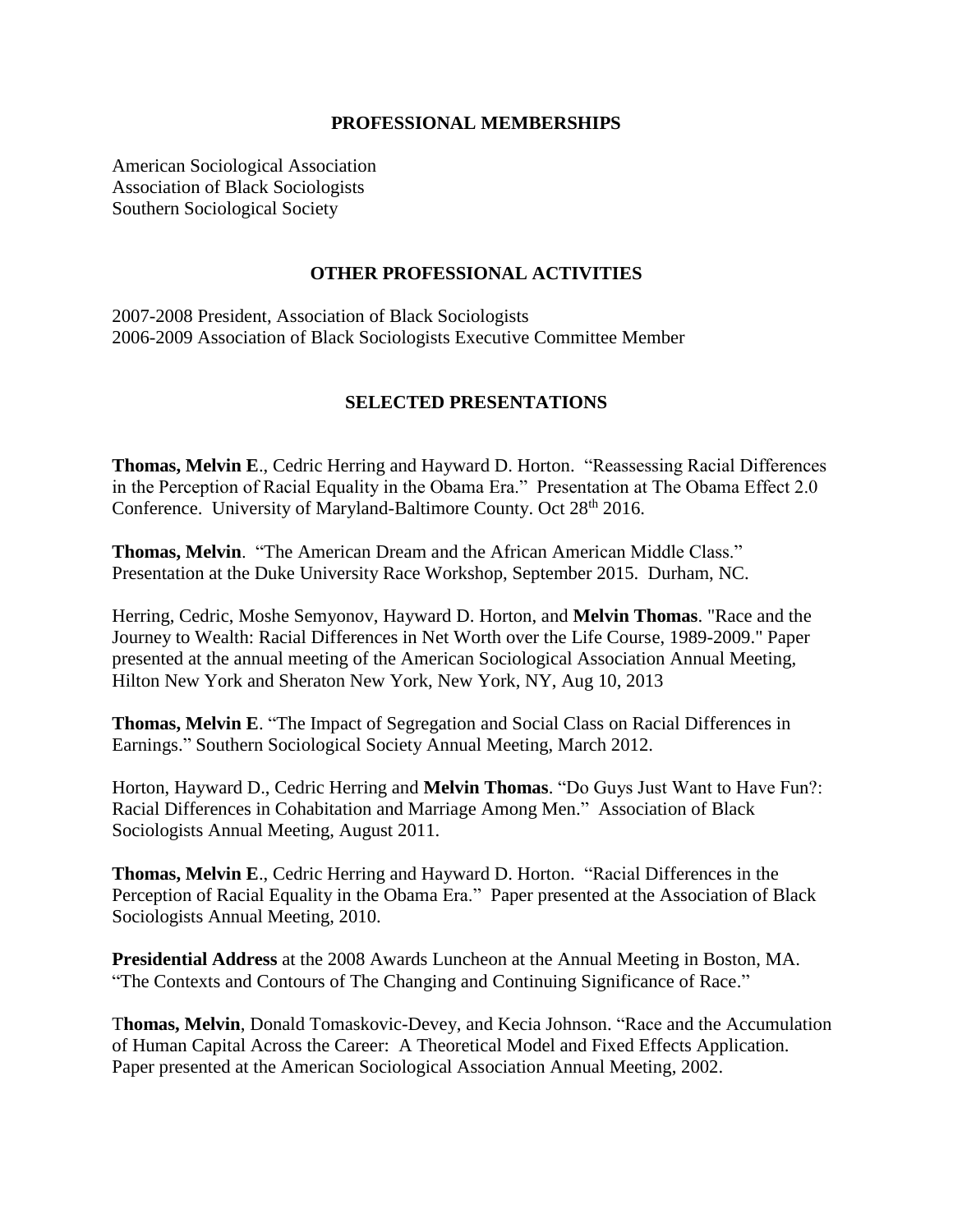## PROFESSIONAL MEMBERSHIPS

American Sociological Association
Association of Black Sociologists
Southern Sociological Society

## OTHER PROFESSIONAL ACTIVITIES

2007-2008 President, Association of Black Sociologists
2006-2009 Association of Black Sociologists Executive Committee Member

## SELECTED PRESENTATIONS

**Thomas, Melvin E**., Cedric Herring and Hayward D. Horton. "Reassessing Racial Differences in the Perception of Racial Equality in the Obama Era." Presentation at The Obama Effect 2.0 Conference. University of Maryland-Baltimore County. Oct 28th 2016.

**Thomas, Melvin**. "The American Dream and the African American Middle Class." Presentation at the Duke University Race Workshop, September 2015. Durham, NC.

Herring, Cedric, Moshe Semyonov, Hayward D. Horton, and **Melvin Thomas**. "Race and the Journey to Wealth: Racial Differences in Net Worth over the Life Course, 1989-2009." Paper presented at the annual meeting of the American Sociological Association Annual Meeting, Hilton New York and Sheraton New York, New York, NY, Aug 10, 2013

**Thomas, Melvin E**. "The Impact of Segregation and Social Class on Racial Differences in Earnings." Southern Sociological Society Annual Meeting, March 2012.

Horton, Hayward D., Cedric Herring and **Melvin Thomas**. "Do Guys Just Want to Have Fun?: Racial Differences in Cohabitation and Marriage Among Men." Association of Black Sociologists Annual Meeting, August 2011.

**Thomas, Melvin E**., Cedric Herring and Hayward D. Horton. "Racial Differences in the Perception of Racial Equality in the Obama Era." Paper presented at the Association of Black Sociologists Annual Meeting, 2010.

**Presidential Address** at the 2008 Awards Luncheon at the Annual Meeting in Boston, MA. "The Contexts and Contours of The Changing and Continuing Significance of Race."

**Thomas, Melvin**, Donald Tomaskovic-Devey, and Kecia Johnson. "Race and the Accumulation of Human Capital Across the Career: A Theoretical Model and Fixed Effects Application. Paper presented at the American Sociological Association Annual Meeting, 2002.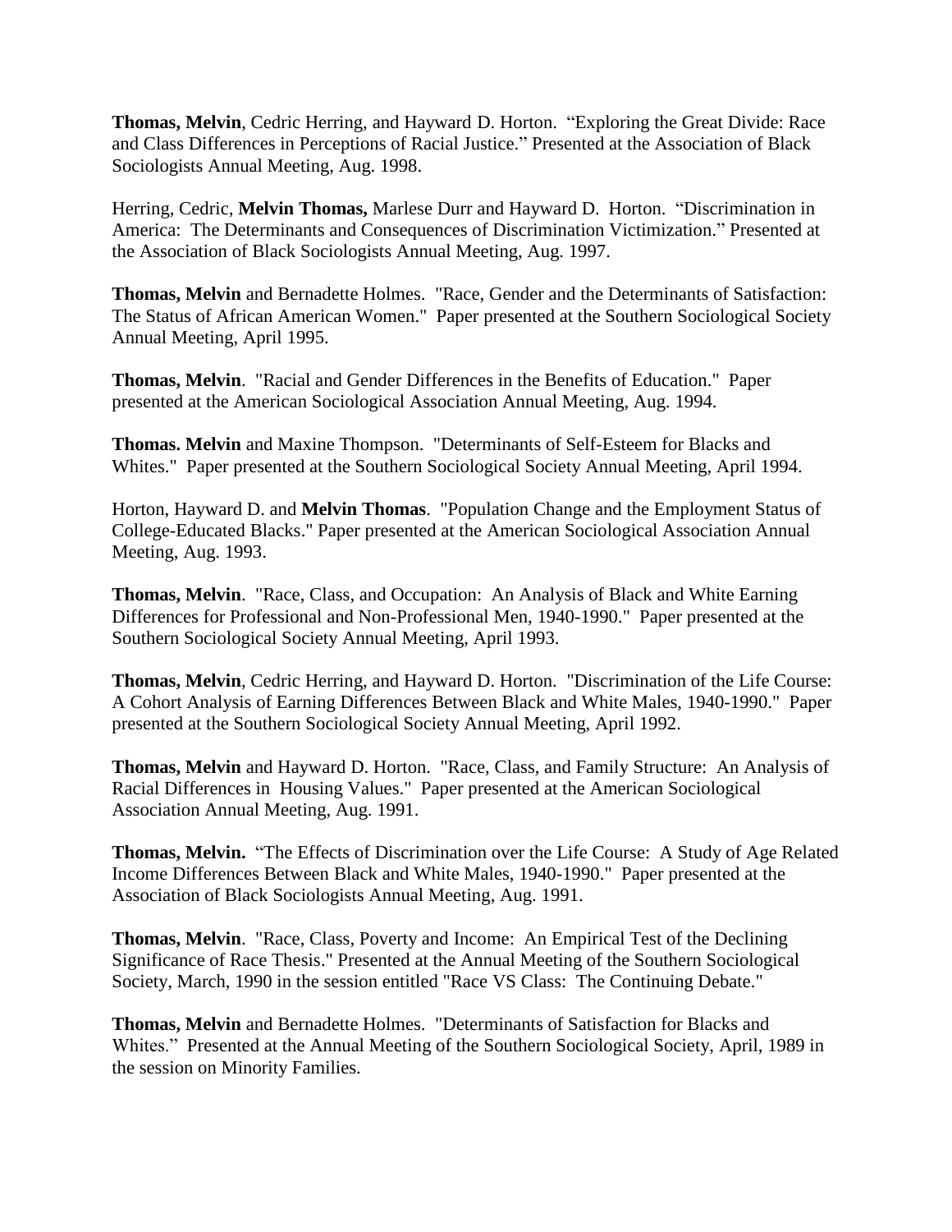**Thomas, Melvin**, Cedric Herring, and Hayward D. Horton. "Exploring the Great Divide: Race and Class Differences in Perceptions of Racial Justice." Presented at the Association of Black Sociologists Annual Meeting, Aug. 1998.

Herring, Cedric, **Melvin Thomas,** Marlese Durr and Hayward D. Horton. "Discrimination in America: The Determinants and Consequences of Discrimination Victimization." Presented at the Association of Black Sociologists Annual Meeting, Aug. 1997.

**Thomas, Melvin** and Bernadette Holmes. "Race, Gender and the Determinants of Satisfaction: The Status of African American Women." Paper presented at the Southern Sociological Society Annual Meeting, April 1995.

**Thomas, Melvin**. "Racial and Gender Differences in the Benefits of Education." Paper presented at the American Sociological Association Annual Meeting, Aug. 1994.

**Thomas. Melvin** and Maxine Thompson. "Determinants of Self-Esteem for Blacks and Whites." Paper presented at the Southern Sociological Society Annual Meeting, April 1994.

Horton, Hayward D. and **Melvin Thomas**. "Population Change and the Employment Status of College-Educated Blacks." Paper presented at the American Sociological Association Annual Meeting, Aug. 1993.

**Thomas, Melvin**. "Race, Class, and Occupation: An Analysis of Black and White Earning Differences for Professional and Non-Professional Men, 1940-1990." Paper presented at the Southern Sociological Society Annual Meeting, April 1993.

**Thomas, Melvin**, Cedric Herring, and Hayward D. Horton. "Discrimination of the Life Course: A Cohort Analysis of Earning Differences Between Black and White Males, 1940-1990." Paper presented at the Southern Sociological Society Annual Meeting, April 1992.

**Thomas, Melvin** and Hayward D. Horton. "Race, Class, and Family Structure: An Analysis of Racial Differences in Housing Values." Paper presented at the American Sociological Association Annual Meeting, Aug. 1991.

**Thomas, Melvin.** "The Effects of Discrimination over the Life Course: A Study of Age Related Income Differences Between Black and White Males, 1940-1990." Paper presented at the Association of Black Sociologists Annual Meeting, Aug. 1991.

**Thomas, Melvin**. "Race, Class, Poverty and Income: An Empirical Test of the Declining Significance of Race Thesis." Presented at the Annual Meeting of the Southern Sociological Society, March, 1990 in the session entitled "Race VS Class: The Continuing Debate."

**Thomas, Melvin** and Bernadette Holmes. "Determinants of Satisfaction for Blacks and Whites." Presented at the Annual Meeting of the Southern Sociological Society, April, 1989 in the session on Minority Families.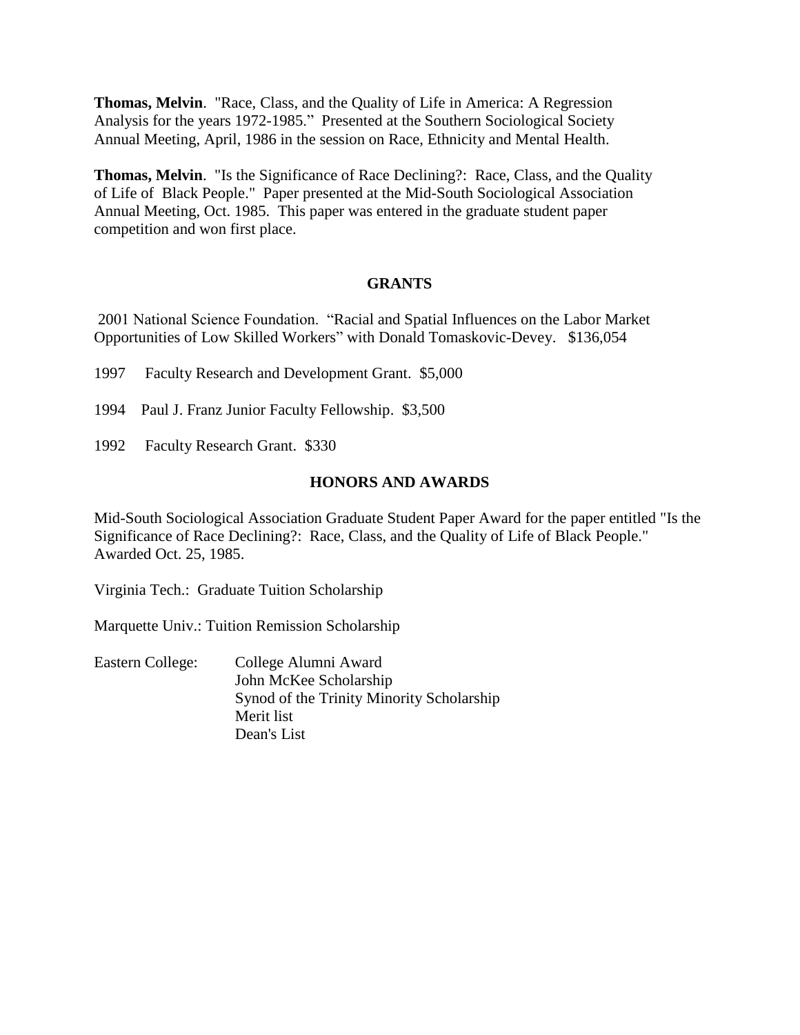**Thomas, Melvin**. "Race, Class, and the Quality of Life in America: A Regression Analysis for the years 1972-1985." Presented at the Southern Sociological Society Annual Meeting, April, 1986 in the session on Race, Ethnicity and Mental Health.

**Thomas, Melvin**. "Is the Significance of Race Declining?: Race, Class, and the Quality of Life of Black People." Paper presented at the Mid-South Sociological Association Annual Meeting, Oct. 1985. This paper was entered in the graduate student paper competition and won first place.

## GRANTS

2001 National Science Foundation. "Racial and Spatial Influences on the Labor Market Opportunities of Low Skilled Workers" with Donald Tomaskovic-Devey. $136,054

1997 Faculty Research and Development Grant. $5,000

1994 Paul J. Franz Junior Faculty Fellowship. $3,500

1992 Faculty Research Grant. $330

## HONORS AND AWARDS

Mid-South Sociological Association Graduate Student Paper Award for the paper entitled "Is the Significance of Race Declining?: Race, Class, and the Quality of Life of Black People." Awarded Oct. 25, 1985.

Virginia Tech.: Graduate Tuition Scholarship

Marquette Univ.: Tuition Remission Scholarship

Eastern College:
- College Alumni Award
- John McKee Scholarship
- Synod of the Trinity Minority Scholarship
- Merit list
- Dean's List